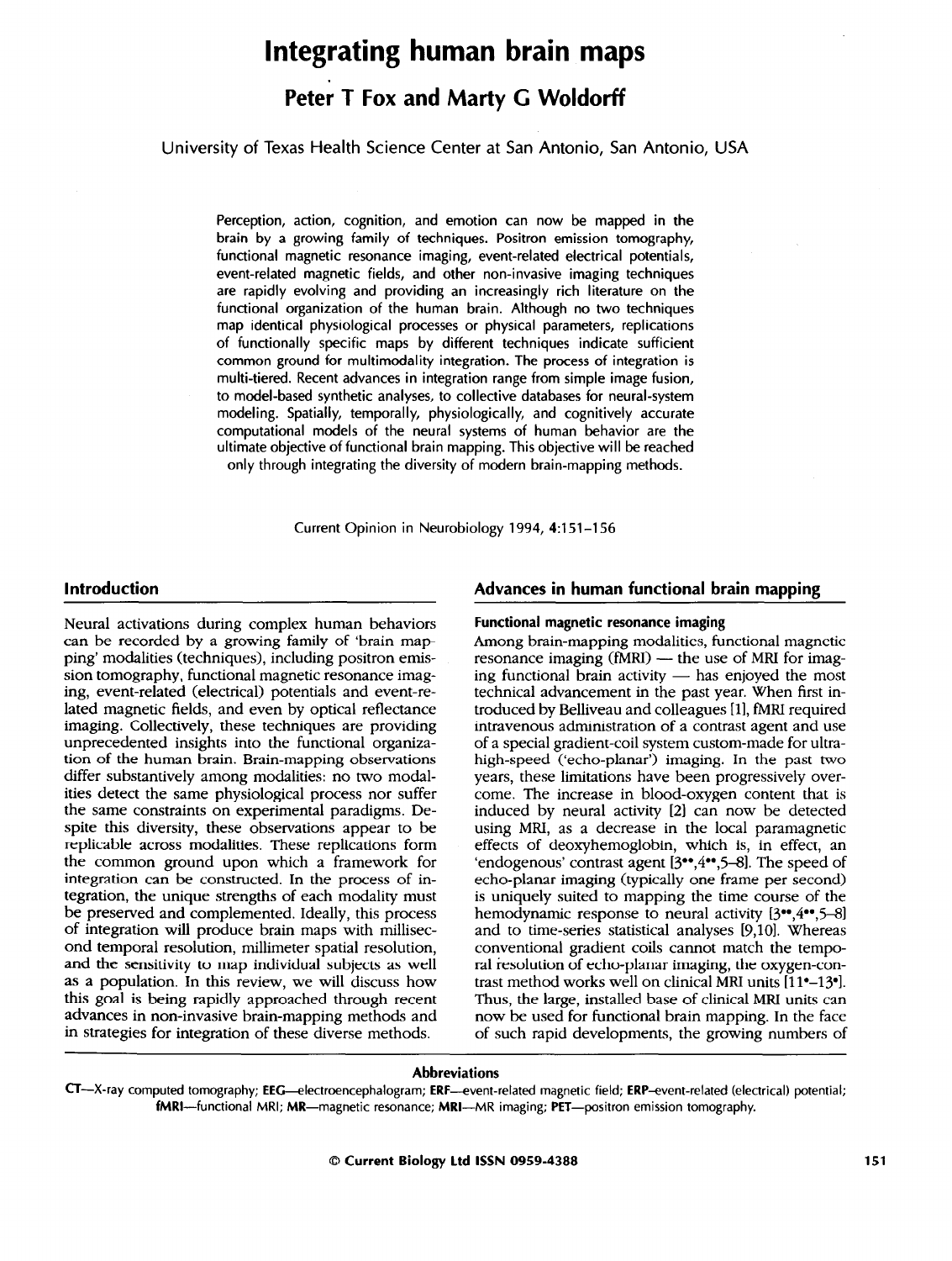# Integrating human brain maps

## Peter T Fox and Marty G Woldorff

University of Texas Health Science Center at San Antonio, San Antonio, USA

Perception, action, cognition, and emotion can now be mapped in the brain by a growing family of techniques. Positron emission tomography, functional magnetic resonance imaging, event-related electrical potentials, event-related magnetic fields, and other non-invasive imaging techniques are rapidly evolving and providing an increasingly rich literature on the functional organization of the human brain. Although no two techniques map identical physiological processes or physical parameters, replications of functionally specific maps by different techniques indicate sufficient common ground for multimodality integration. The process of integration is multi-tiered. Recent advances in integration range from simple image fusion, to model-based synthetic analyses, to collective databases for neural-system modeling. Spatially, temporally, physiologically, and cognitively accurate computational models of the neural systems of human behavior are the ultimate objective of functional brain mapping. This objective will be reached only through integrating the diversity of modern brain-mapping methods.

Current Opinion in Neurobiology 1994, **4**:151–156

## Introduction

Neural activations during complex human behaviors can be recorded by a growing family of 'brain mapping' modalities (techniques), including positron emission tomography, functional magnetic resonance imaging, event-related (electrical) potentials and event-related magnetic fields, and even by optical reflectance imaging. Collectively, these techniques are providing unprecedented insights into the functional organization of the human brain. Brain-mapping observations differ substantively among modalities: no two modalities detect the same physiological process nor suffer the same constraints on experimental paradigms. Despite this diversity, these observations appear to be replicable across modalities. These replications form the common ground upon which a framework for integration can be constructed. In the process of integration, the unique strengths of each modality must be preserved and complemented. Ideally, this process of integration will produce brain maps with millisecond temporal resolution, millimeter spatial resolution, and the sensitivity to map individual subjects as well as a population. In this review, we will discuss how this goal is being rapidly approached through recent advances in non-invasive brain-mapping methods and in strategies for integration of these diverse methods.

## Advances in human functional brain mapping

### Functional magnetic resonance imaging

Among brain-mapping modalities, functional magnetic resonance imaging (fMRI) — the use of MRI for imaging functional brain activity — has enjoyed the most technical advancement in the past year. When first introduced by Belliveau and colleagues [1], fMRI required intravenous administration of a contrast agent and use of a special gradient-coil system custom-made for ultra-high-speed ('echo-planar') imaging. In the past two years, these limitations have been progressively overcome. The increase in blood-oxygen content that is induced by neural activity [2] can now be detected using MRI, as a decrease in the local paramagnetic effects of deoxyhemoglobin, which is, in effect, an 'endogenous' contrast agent [3••,4••,5–8]. The speed of echo-planar imaging (typically one frame per second) is uniquely suited to mapping the time course of the hemodynamic response to neural activity [3••,4••,5–8] and to time-series statistical analyses [9,10]. Whereas conventional gradient coils cannot match the temporal resolution of echo-planar imaging, the oxygen-contrast method works well on clinical MRI units [11•–13•]. Thus, the large, installed base of clinical MRI units can now be used for functional brain mapping. In the face of such rapid developments, the growing numbers of

**Abbreviations**

**CT**—X-ray computed tomography; **EEG**—electroencephalogram; **ERF**—event-related magnetic field; **ERP**—event-related (electrical) potential; **fMRI**—functional MRI; **MR**—magnetic resonance; **MRI**—MR imaging; **PET**—positron emission tomography.

© Current Biology Ltd ISSN 0959-4388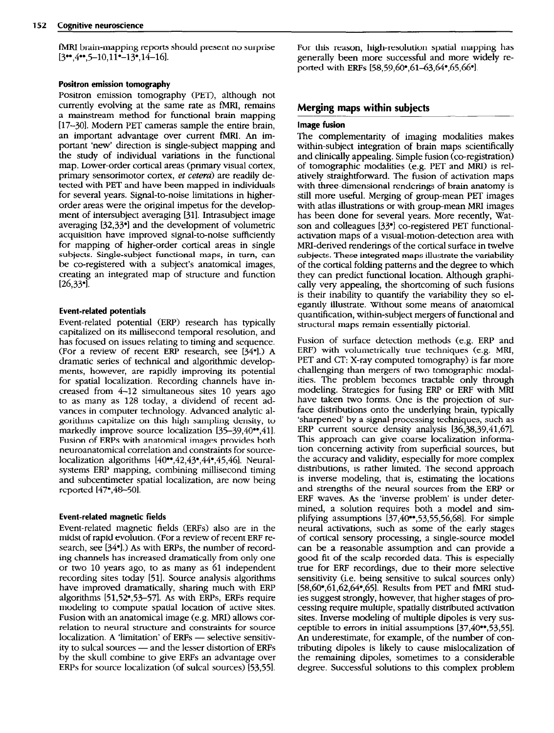fMRI brain-mapping reports should present no surprise [3••,4••,5–10,11•–13•,14–16].

### Positron emission tomography

Positron emission tomography (PET), although not currently evolving at the same rate as fMRI, remains a mainstream method for functional brain mapping [17–30]. Modern PET cameras sample the entire brain, an important advantage over current fMRI. An important 'new' direction is single-subject mapping and the study of individual variations in the functional map. Lower-order cortical areas (primary visual cortex, primary sensorimotor cortex, *et cetera*) are readily detected with PET and have been mapped in individuals for several years. Signal-to-noise limitations in higher-order areas were the original impetus for the development of intersubject averaging [31]. Intrasubject image averaging [32,33•] and the development of volumetric acquisition have improved signal-to-noise sufficiently for mapping of higher-order cortical areas in single subjects. Single-subject functional maps, in turn, can be co-registered with a subject's anatomical images, creating an integrated map of structure and function [26,33•].

### Event-related potentials

Event-related potential (ERP) research has typically capitalized on its millisecond temporal resolution, and has focused on issues relating to timing and sequence. (For a review of recent ERP research, see [34•].) A dramatic series of technical and algorithmic developments, however, are rapidly improving its potential for spatial localization. Recording channels have increased from 4–12 simultaneous sites 10 years ago to as many as 128 today, a dividend of recent advances in computer technology. Advanced analytic algorithms capitalize on this high sampling density, to markedly improve source localization [35–39,40••,41]. Fusion of ERPs with anatomical images provides both neuroanatomical correlation and constraints for source-localization algorithms [40••,42,43•,44•,45,46]. Neural-systems ERP mapping, combining millisecond timing and subcentimeter spatial localization, are now being reported [47•,48–50].

### Event-related magnetic fields

Event-related magnetic fields (ERFs) also are in the midst of rapid evolution. (For a review of recent ERF research, see [34•].) As with ERPs, the number of recording channels has increased dramatically from only one or two 10 years ago, to as many as 61 independent recording sites today [51]. Source analysis algorithms have improved dramatically, sharing much with ERP algorithms [51,52•,53–57]. As with ERPs, ERFs require modeling to compute spatial location of active sites. Fusion with an anatomical image (e.g. MRI) allows correlation to neural structure and constraints for source localization. A 'limitation' of ERFs — selective sensitivity to sulcal sources — and the lesser distortion of ERFs by the skull combine to give ERFs an advantage over ERPs for source localization (of sulcal sources) [53,55]. For this reason, high-resolution spatial mapping has generally been more successful and more widely reported with ERFs [58,59,60•,61–63,64•,65,66•].

## Merging maps within subjects

### Image fusion

The complementarity of imaging modalities makes within-subject integration of brain maps scientifically and clinically appealing. Simple fusion (co-registration) of tomographic modalities (e.g. PET and MRI) is relatively straightforward. The fusion of activation maps with three-dimensional renderings of brain anatomy is still more useful. Merging of group-mean PET images with atlas illustrations or with group-mean MRI images has been done for several years. More recently, Watson and colleagues [33•] co-registered PET functional-activation maps of a visual-motion-detection area with MRI-derived renderings of the cortical surface in twelve subjects. These integrated maps illustrate the variability of the cortical folding patterns and the degree to which they can predict functional location. Although graphically very appealing, the shortcoming of such fusions is their inability to quantify the variability they so elegantly illustrate. Without some means of anatomical quantification, within-subject mergers of functional and structural maps remain essentially pictorial.

Fusion of surface detection methods (e.g. ERP and ERF) with volumetrically true techniques (e.g. MRI, PET and CT: X-ray computed tomography) is far more challenging than mergers of two tomographic modalities. The problem becomes tractable only through modeling. Strategies for fusing ERP or ERF with MRI have taken two forms. One is the projection of surface distributions onto the underlying brain, typically 'sharpened' by a signal-processing techniques, such as ERP current source density analysis [36,38,39,41,67]. This approach can give coarse localization information concerning activity from superficial sources, but the accuracy and validity, especially for more complex distributions, is rather limited. The second approach is inverse modeling, that is, estimating the locations and strengths of the neural sources from the ERP or ERF waves. As the 'inverse problem' is under determined, a solution requires both a model and simplifying assumptions [37,40••,53,55,56,68]. For simple neural activations, such as some of the early stages of cortical sensory processing, a single-source model can be a reasonable assumption and can provide a good fit of the scalp recorded data. This is especially true for ERF recordings, due to their more selective sensitivity (i.e. being sensitive to sulcal sources only) [58,60•,61,62,64•,65]. Results from PET and fMRI studies suggest strongly, however, that higher stages of processing require multiple, spatially distributed activation sites. Inverse modeling of multiple dipoles is very susceptible to errors in initial assumptions [37,40••,53,55]. An underestimate, for example, of the number of contributing dipoles is likely to cause mislocalization of the remaining dipoles, sometimes to a considerable degree. Successful solutions to this complex problem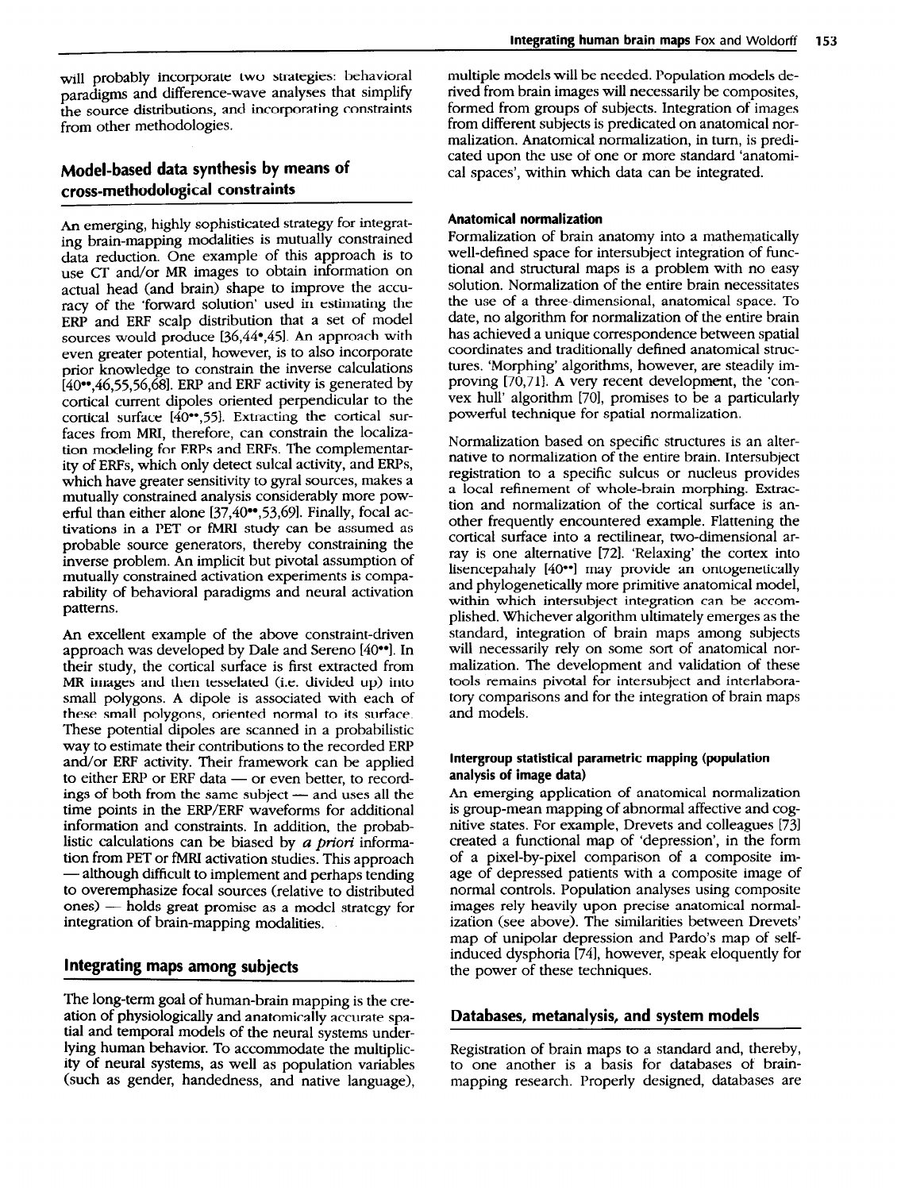will probably incorporate two strategies: behavioral paradigms and difference-wave analyses that simplify the source distributions, and incorporating constraints from other methodologies.

## Model-based data synthesis by means of cross-methodological constraints

An emerging, highly sophisticated strategy for integrating brain-mapping modalities is mutually constrained data reduction. One example of this approach is to use CT and/or MR images to obtain information on actual head (and brain) shape to improve the accuracy of the 'forward solution' used in estimating the ERP and ERF scalp distribution that a set of model sources would produce [36,44•,45]. An approach with even greater potential, however, is to also incorporate prior knowledge to constrain the inverse calculations [40••,46,55,56,68]. ERP and ERF activity is generated by cortical current dipoles oriented perpendicular to the cortical surface [40••,55]. Extracting the cortical surfaces from MRI, therefore, can constrain the localization modeling for ERPs and ERFs. The complementarity of ERFs, which only detect sulcal activity, and ERPs, which have greater sensitivity to gyral sources, makes a mutually constrained analysis considerably more powerful than either alone [37,40••,53,69]. Finally, focal activations in a PET or fMRI study can be assumed as probable source generators, thereby constraining the inverse problem. An implicit but pivotal assumption of mutually constrained activation experiments is comparability of behavioral paradigms and neural activation patterns.

An excellent example of the above constraint-driven approach was developed by Dale and Sereno [40••]. In their study, the cortical surface is first extracted from MR images and then tesselated (i.e. divided up) into small polygons. A dipole is associated with each of these small polygons, oriented normal to its surface. These potential dipoles are scanned in a probabilistic way to estimate their contributions to the recorded ERP and/or ERF activity. Their framework can be applied to either ERP or ERF data — or even better, to recordings of both from the same subject — and uses all the time points in the ERP/ERF waveforms for additional information and constraints. In addition, the probabilistic calculations can be biased by *a priori* information from PET or fMRI activation studies. This approach — although difficult to implement and perhaps tending to overemphasize focal sources (relative to distributed ones) — holds great promise as a model strategy for integration of brain-mapping modalities.

## Integrating maps among subjects

The long-term goal of human-brain mapping is the creation of physiologically and anatomically accurate spatial and temporal models of the neural systems underlying human behavior. To accommodate the multiplicity of neural systems, as well as population variables (such as gender, handedness, and native language), multiple models will be needed. Population models derived from brain images will necessarily be composites, formed from groups of subjects. Integration of images from different subjects is predicated on anatomical normalization. Anatomical normalization, in turn, is predicated upon the use of one or more standard 'anatomical spaces', within which data can be integrated.

### Anatomical normalization

Formalization of brain anatomy into a mathematically well-defined space for intersubject integration of functional and structural maps is a problem with no easy solution. Normalization of the entire brain necessitates the use of a three-dimensional, anatomical space. To date, no algorithm for normalization of the entire brain has achieved a unique correspondence between spatial coordinates and traditionally defined anatomical structures. 'Morphing' algorithms, however, are steadily improving [70,71]. A very recent development, the 'convex hull' algorithm [70], promises to be a particularly powerful technique for spatial normalization.

Normalization based on specific structures is an alternative to normalization of the entire brain. Intersubject registration to a specific sulcus or nucleus provides a local refinement of whole-brain morphing. Extraction and normalization of the cortical surface is another frequently encountered example. Flattening the cortical surface into a rectilinear, two-dimensional array is one alternative [72]. 'Relaxing' the cortex into lisencepahaly [40••] may provide an ontogenetically and phylogenetically more primitive anatomical model, within which intersubject integration can be accomplished. Whichever algorithm ultimately emerges as the standard, integration of brain maps among subjects will necessarily rely on some sort of anatomical normalization. The development and validation of these tools remains pivotal for intersubject and interlaboratory comparisons and for the integration of brain maps and models.

### Intergroup statistical parametric mapping (population analysis of image data)

An emerging application of anatomical normalization is group-mean mapping of abnormal affective and cognitive states. For example, Drevets and colleagues [73] created a functional map of 'depression', in the form of a pixel-by-pixel comparison of a composite image of depressed patients with a composite image of normal controls. Population analyses using composite images rely heavily upon precise anatomical normalization (see above). The similarities between Drevets' map of unipolar depression and Pardo's map of self-induced dysphoria [74], however, speak eloquently for the power of these techniques.

## Databases, metanalysis, and system models

Registration of brain maps to a standard and, thereby, to one another is a basis for databases of brain-mapping research. Properly designed, databases are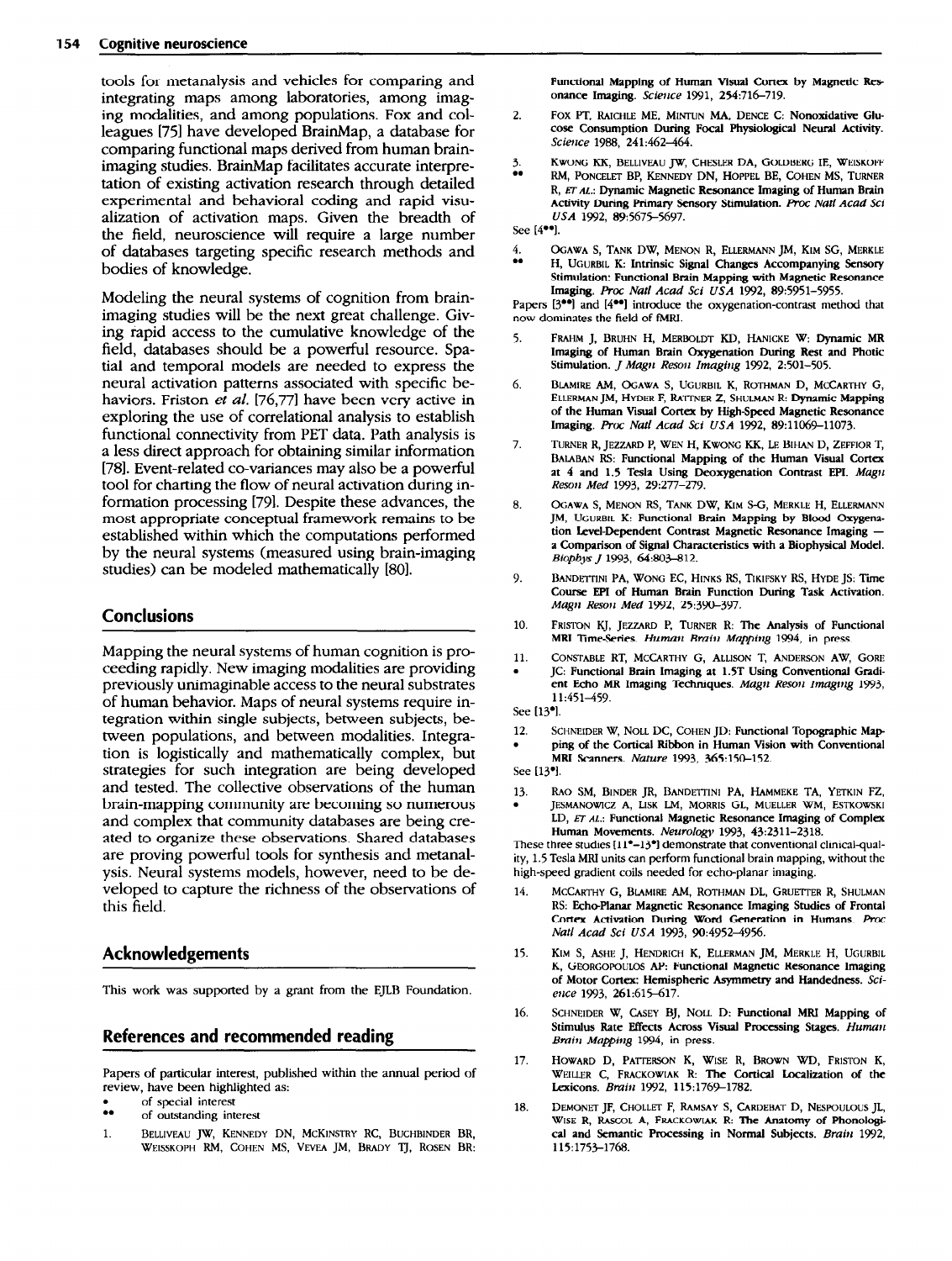tools for metanalysis and vehicles for comparing and integrating maps among laboratories, among imaging modalities, and among populations. Fox and colleagues [75] have developed BrainMap, a database for comparing functional maps derived from human brain-imaging studies. BrainMap facilitates accurate interpretation of existing activation research through detailed experimental and behavioral coding and rapid visualization of activation maps. Given the breadth of the field, neuroscience will require a large number of databases targeting specific research methods and bodies of knowledge.

Modeling the neural systems of cognition from brain-imaging studies will be the next great challenge. Giving rapid access to the cumulative knowledge of the field, databases should be a powerful resource. Spatial and temporal models are needed to express the neural activation patterns associated with specific behaviors. Friston *et al.* [76,77] have been very active in exploring the use of correlational analysis to establish functional connectivity from PET data. Path analysis is a less direct approach for obtaining similar information [78]. Event-related co-variances may also be a powerful tool for charting the flow of neural activation during information processing [79]. Despite these advances, the most appropriate conceptual framework remains to be established within which the computations performed by the neural systems (measured using brain-imaging studies) can be modeled mathematically [80].

## Conclusions

Mapping the neural systems of human cognition is proceeding rapidly. New imaging modalities are providing previously unimaginable access to the neural substrates of human behavior. Maps of neural systems require integration within single subjects, between subjects, between populations, and between modalities. Integration is logistically and mathematically complex, but strategies for such integration are being developed and tested. The collective observations of the human brain-mapping community are becoming so numerous and complex that community databases are being created to organize these observations. Shared databases are proving powerful tools for synthesis and metanalysis. Neural systems models, however, need to be developed to capture the richness of the observations of this field.

## Acknowledgements

This work was supported by a grant from the EJLB Foundation.

## References and recommended reading

Papers of particular interest, published within the annual period of review, have been highlighted as:

- • of special interest
- •• of outstanding interest

1. Belliveau JW, Kennedy DN, McKinstry RC, Buchbinder BR, Weisskoph RM, Cohen MS, Vevea JM, Brady TJ, Rosen BR: **Functional Mapping of Human Visual Cortex by Magnetic Resonance Imaging.** *Science* 1991, 254:716–719.
2. Fox PT, Raichle ME, Mintun MA, Dence C: **Nonoxidative Glucose Consumption During Focal Physiological Neural Activity.** *Science* 1988, 241:462–464.
3. •• Kwong KK, Belliveau JW, Chesler DA, Goldberg IE, Weisskoff RM, Poncelet BP, Kennedy DN, Hoppel BE, Cohen MS, Turner R, *et al.*: **Dynamic Magnetic Resonance Imaging of Human Brain Activity During Primary Sensory Stimulation.** *Proc Natl Acad Sci USA* 1992, 89:5675–5697.
   See [4••].
4. •• Ogawa S, Tank DW, Menon R, Ellermann JM, Kim SG, Merkle H, Ugurbil K: **Intrinsic Signal Changes Accompanying Sensory Stimulation: Functional Brain Mapping with Magnetic Resonance Imaging.** *Proc Natl Acad Sci USA* 1992, 89:5951–5955.
   Papers [3••] and [4••] introduce the oxygenation-contrast method that now dominates the field of fMRI.
5. Frahm J, Bruhn H, Merboldt KD, Hanicke W: **Dynamic MR Imaging of Human Brain Oxygenation During Rest and Photic Stimulation.** *J Magn Reson Imaging* 1992, 2:501–505.
6. Blamire AM, Ogawa S, Ugurbil K, Rothman D, McCarthy G, Ellerman JM, Hyder F, Rattner Z, Shulman R: **Dynamic Mapping of the Human Visual Cortex by High-Speed Magnetic Resonance Imaging.** *Proc Natl Acad Sci USA* 1992, 89:11069–11073.
7. Turner R, Jezzard P, Wen H, Kwong KK, Le Bihan D, Zeffior T, Balaban RS: **Functional Mapping of the Human Visual Cortex at 4 and 1.5 Tesla Using Deoxygenation Contrast EPI.** *Magn Reson Med* 1993, 29:277–279.
8. Ogawa S, Menon RS, Tank DW, Kim S-G, Merkle H, Ellermann JM, Ugurbil K: **Functional Brain Mapping by Blood Oxygenation Level-Dependent Contrast Magnetic Resonance Imaging — a Comparison of Signal Characteristics with a Biophysical Model.** *Biophys J* 1993, 64:803–812.
9. Bandettini PA, Wong EC, Hinks RS, Tikifsky RS, Hyde JS: **Time Course EPI of Human Brain Function During Task Activation.** *Magn Reson Med* 1992, 25:390–397.
10. Friston KJ, Jezzard P, Turner R: **The Analysis of Functional MRI Time-Series.** *Human Brain Mapping* 1994, in press.
11. • Constable RT, McCarthy G, Allison T, Anderson AW, Gore JC: **Functional Brain Imaging at 1.5T Using Conventional Gradient Echo MR Imaging Techniques.** *Magn Reson Imaging* 1993, 11:451–459.
    See [13•].
12. • Schneider W, Noll DC, Cohen JD: **Functional Topographic Mapping of the Cortical Ribbon in Human Vision with Conventional MRI Scanners.** *Nature* 1993, 365:150–152.
    See [13•].
13. • Rao SM, Binder JR, Bandettini PA, Hammeke TA, Yetkin FZ, Jesmanowicz A, Lisk LM, Morris GL, Mueller WM, Estkowski LD, *et al.*: **Functional Magnetic Resonance Imaging of Complex Human Movements.** *Neurology* 1993, 43:2311–2318.
    These three studies [11•–13•] demonstrate that conventional clinical-quality, 1.5 Tesla MRI units can perform functional brain mapping, without the high-speed gradient coils needed for echo-planar imaging.
14. McCarthy G, Blamire AM, Rothman DL, Gruetter R, Shulman RS: **Echo-Planar Magnetic Resonance Imaging Studies of Frontal Cortex Activation During Word Generation in Humans.** *Proc Natl Acad Sci USA* 1993, 90:4952–4956.
15. Kim S, Ashe J, Hendrich K, Ellerman JM, Merkle H, Ugurbil K, Georgopoulos AP: **Functional Magnetic Resonance Imaging of Motor Cortex: Hemispheric Asymmetry and Handedness.** *Science* 1993, 261:615–617.
16. Schneider W, Casey BJ, Noll D: **Functional MRI Mapping of Stimulus Rate Effects Across Visual Processing Stages.** *Human Brain Mapping* 1994, in press.
17. Howard D, Patterson K, Wise R, Brown WD, Friston K, Weiller C, Frackowiak R: **The Cortical Localization of the Lexicons.** *Brain* 1992, 115:1769–1782.
18. Demonet JF, Chollet F, Ramsay S, Cardebat D, Nespoulous JL, Wise R, Rascol A, Frackowiak R: **The Anatomy of Phonological and Semantic Processing in Normal Subjects.** *Brain* 1992, 115:1753–1768.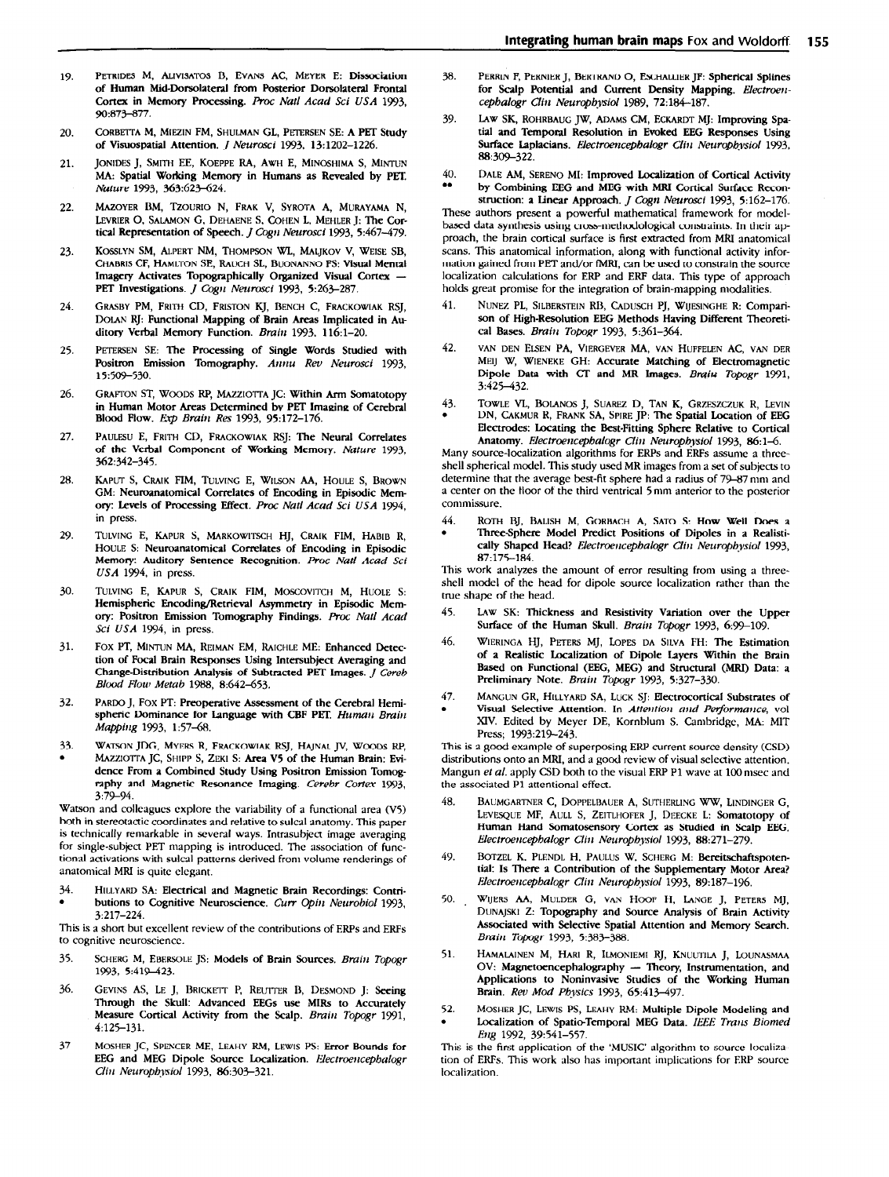19. PETRIDES M, ALIVISATOS B, EVANS AC, MEYER E: **Dissociation of Human Mid-Dorsolateral from Posterior Dorsolateral Frontal Cortex in Memory Processing.** *Proc Natl Acad Sci USA* 1993, 90:873–877.

20. CORBETTA M, MIEZIN FM, SHULMAN GL, PETERSEN SE: **A PET Study of Visuospatial Attention.** *J Neurosci* 1993, 13:1202–1226.

21. JONIDES J, SMITH EE, KOEPPE RA, AWH E, MINOSHIMA S, MINTUN MA: **Spatial Working Memory in Humans as Revealed by PET.** *Nature* 1993, 363:623–624.

22. MAZOYER BM, TZOURIO N, FRAK V, SYROTA A, MURAYAMA N, LEVRIER O, SALAMON G, DEHAENE S, COHEN L, MEHLER J: **The Cortical Representation of Speech.** *J Cogn Neurosci* 1993, 5:467–479.

23. KOSSLYN SM, ALPERT NM, THOMPSON WL, MALJKOV V, WEISE SB, CHABRIS CF, HAMILTON SE, RAUCH SL, BUONANNO FS: **Visual Mental Imagery Activates Topographically Organized Visual Cortex — PET Investigations.** *J Cogn Neurosci* 1993, 5:263–287.

24. GRASBY PM, FRITH CD, FRISTON KJ, BENCH C, FRACKOWIAK RSJ, DOLAN RJ: **Functional Mapping of Brain Areas Implicated in Auditory Verbal Memory Function.** *Brain* 1993, 116:1–20.

25. PETERSEN SE: **The Processing of Single Words Studied with Positron Emission Tomography.** *Annu Rev Neurosci* 1993, 15:509–530.

26. GRAFTON ST, WOODS RP, MAZZIOTTA JC: **Within Arm Somatotopy in Human Motor Areas Determined by PET Imaging of Cerebral Blood Flow.** *Exp Brain Res* 1993, 95:172–176.

27. PAULESU E, FRITH CD, FRACKOWIAK RSJ: **The Neural Correlates of the Verbal Component of Working Memory.** *Nature* 1993, 362:342–345.

28. KAPUR S, CRAIK FIM, TULVING E, WILSON AA, HOULE S, BROWN GM: **Neuroanatomical Correlates of Encoding in Episodic Memory: Levels of Processing Effect.** *Proc Natl Acad Sci USA* 1994, in press.

29. TULVING E, KAPUR S, MARKOWITSCH HJ, CRAIK FIM, HABIB R, HOULE S: **Neuroanatomical Correlates of Encoding in Episodic Memory: Auditory Sentence Recognition.** *Proc Natl Acad Sci USA* 1994, in press.

30. TULVING E, KAPUR S, CRAIK FIM, MOSCOVITCH M, HOULE S: **Hemispheric Encoding/Retrieval Asymmetry in Episodic Memory: Positron Emission Tomography Findings.** *Proc Natl Acad Sci USA* 1994, in press.

31. FOX PT, MINTUN MA, REIMAN EM, RAICHLE ME: **Enhanced Detection of Focal Brain Responses Using Intersubject Averaging and Change-Distribution Analysis of Subtracted PET Images.** *J Cereb Blood Flow Metab* 1988, 8:642–653.

32. PARDO J, FOX PT: **Preoperative Assessment of the Cerebral Hemispheric Dominance for Language with CBF PET.** *Human Brain Mapping* 1993, 1:57–68.

33. • WATSON JDG, MYERS R, FRACKOWIAK RSJ, HAJNAL JV, WOODS RP, MAZZIOTTA JC, SHIPP S, ZEKI S: **Area V5 of the Human Brain: Evidence From a Combined Study Using Positron Emission Tomography and Magnetic Resonance Imaging.** *Cerebr Cortex* 1993, 3:79–94.

Watson and colleagues explore the variability of a functional area (V5) both in stereotactic coordinates and relative to sulcal anatomy. This paper is technically remarkable in several ways. Intrasubject image averaging for single-subject PET mapping is introduced. The association of functional activations with sulcal patterns derived from volume renderings of anatomical MRI is quite elegant.

34. • HILLYARD SA: **Electrical and Magnetic Brain Recordings: Contributions to Cognitive Neuroscience.** *Curr Opin Neurobiol* 1993, 3:217–224.

This is a short but excellent review of the contributions of ERPs and ERFs to cognitive neuroscience.

35. SCHERG M, EBERSOLE JS: **Models of Brain Sources.** *Brain Topogr* 1993, 5:419–423.

36. GEVINS AS, LE J, BRICKETT P, REUTTER B, DESMOND J: **Seeing Through the Skull: Advanced EEGs use MRIs to Accurately Measure Cortical Activity from the Scalp.** *Brain Topogr* 1991, 4:125–131.

37. MOSHER JC, SPENCER ME, LEAHY RM, LEWIS PS: **Error Bounds for EEG and MEG Dipole Source Localization.** *Electroencephalogr Clin Neurophysiol* 1993, 86:303–321.

38. PERRIN F, PERNIER J, BERTRAND O, ECHALLIER JF: **Spherical Splines for Scalp Potential and Current Density Mapping.** *Electroencephalogr Clin Neurophysiol* 1989, 72:184–187.

39. LAW SK, ROHRBAUG JW, ADAMS CM, ECKARDT MJ: **Improving Spatial and Temporal Resolution in Evoked EEG Responses Using Surface Laplacians.** *Electroencephalogr Clin Neurophysiol* 1993, 88:309–322.

40. •• DALE AM, SERENO MI: **Improved Localization of Cortical Activity by Combining EEG and MEG with MRI Cortical Surface Reconstruction: a Linear Approach.** *J Cogn Neurosci* 1993, 5:162–176.

These authors present a powerful mathematical framework for model-based data synthesis using cross-methodological constraints. In their approach, the brain cortical surface is first extracted from MRI anatomical scans. This anatomical information, along with functional activity information gained from PET and/or fMRI, can be used to constrain the source localization calculations for ERP and ERF data. This type of approach holds great promise for the integration of brain-mapping modalities.

41. NUNEZ PL, SILBERSTEIN RB, CADUSCH PJ, WIJESINGHE R: **Comparison of High-Resolution EEG Methods Having Different Theoretical Bases.** *Brain Topogr* 1993, 5:361–364.

42. VAN DEN ELSEN PA, VIERGEVER MA, VAN HUFFELEN AC, VAN DER MEIJ W, WIENEKE GH: **Accurate Matching of Electromagnetic Dipole Data with CT and MR Images.** *Brain Topogr* 1991, 3:425–432.

43. • TOWLE VL, BOLANOS J, SUAREZ D, TAN K, GRZESZCZUK R, LEVIN DN, CAKMUR R, FRANK SA, SPIRE JP: **The Spatial Location of EEG Electrodes: Locating the Best-Fitting Sphere Relative to Cortical Anatomy.** *Electroencephalogr Clin Neurophysiol* 1993, 86:1–6.

Many source-localization algorithms for ERPs and ERFs assume a three-shell spherical model. This study used MR images from a set of subjects to determine that the average best-fit sphere had a radius of 79–87 mm and a center on the floor of the third ventricle 5 mm anterior to the posterior commissure.

44. • ROTH BJ, BALISH M, GORBACH A, SATO S: **How Well Does a Three-Sphere Model Predict Positions of Dipoles in a Realistically Shaped Head?** *Electroencephalogr Clin Neurophysiol* 1993, 87:175–184.

This work analyzes the amount of error resulting from using a three-shell model of the head for dipole source localization rather than the true shape of the head.

45. LAW SK: **Thickness and Resistivity Variation over the Upper Surface of the Human Skull.** *Brain Topogr* 1993, 6:99–109.

46. WIERINGA HJ, PETERS MJ, LOPES DA SILVA FH: **The Estimation of a Realistic Localization of Dipole Layers Within the Brain Based on Functional (EEG, MEG) and Structural (MRI) Data: a Preliminary Note.** *Brain Topogr* 1993, 5:327–330.

47. • MANGUN GR, HILLYARD SA, LUCK SJ: **Electrocortical Substrates of Visual Selective Attention.** In *Attention and Performance*, vol XIV. Edited by Meyer DE, Kornblum S. Cambridge, MA: MIT Press; 1993:219–243.

This is a good example of superposing ERP current source density (CSD) distributions onto an MRI, and a good review of visual selective attention. Mangun *et al.* apply CSD both to the visual ERP P1 wave at 100 msec and the associated P1 attentional effect.

48. BAUMGARTNER C, DOPPELBAUER A, SUTHERLING WW, LINDINGER G, LEVESQUE MF, AULL S, ZEITLHOFER J, DEECKE L: **Somatotopy of Human Hand Somatosensory Cortex as Studied in Scalp EEG.** *Electroencephalogr Clin Neurophysiol* 1993, 88:271–279.

49. BOTZEL K, PLENDL H, PAULUS W, SCHERG M: **Bereitschaftspotential: Is There a Contribution of the Supplementary Motor Area?** *Electroencephalogr Clin Neurophysiol* 1993, 89:187–196.

50. WIJERS AA, MULDER G, VAN HOOF H, LANGE J, PETERS MJ, DUNAJSKI Z: **Topography and Source Analysis of Brain Activity Associated with Selective Spatial Attention and Memory Search.** *Brain Topogr* 1993, 5:383–388.

51. HAMALAINEN M, HARI R, ILMONIEMI RJ, KNUUTILA J, LOUNASMAA OV: **Magnetoencephalography — Theory, Instrumentation, and Applications to Noninvasive Studies of the Working Human Brain.** *Rev Mod Physics* 1993, 65:413–497.

52. • MOSHER JC, LEWIS PS, LEAHY RM: **Multiple Dipole Modeling and Localization of Spatio-Temporal MEG Data.** *IEEE Trans Biomed Eng* 1992, 39:541–557.

This is the first application of the 'MUSIC' algorithm to source localization of ERFs. This work also has important implications for ERP source localization.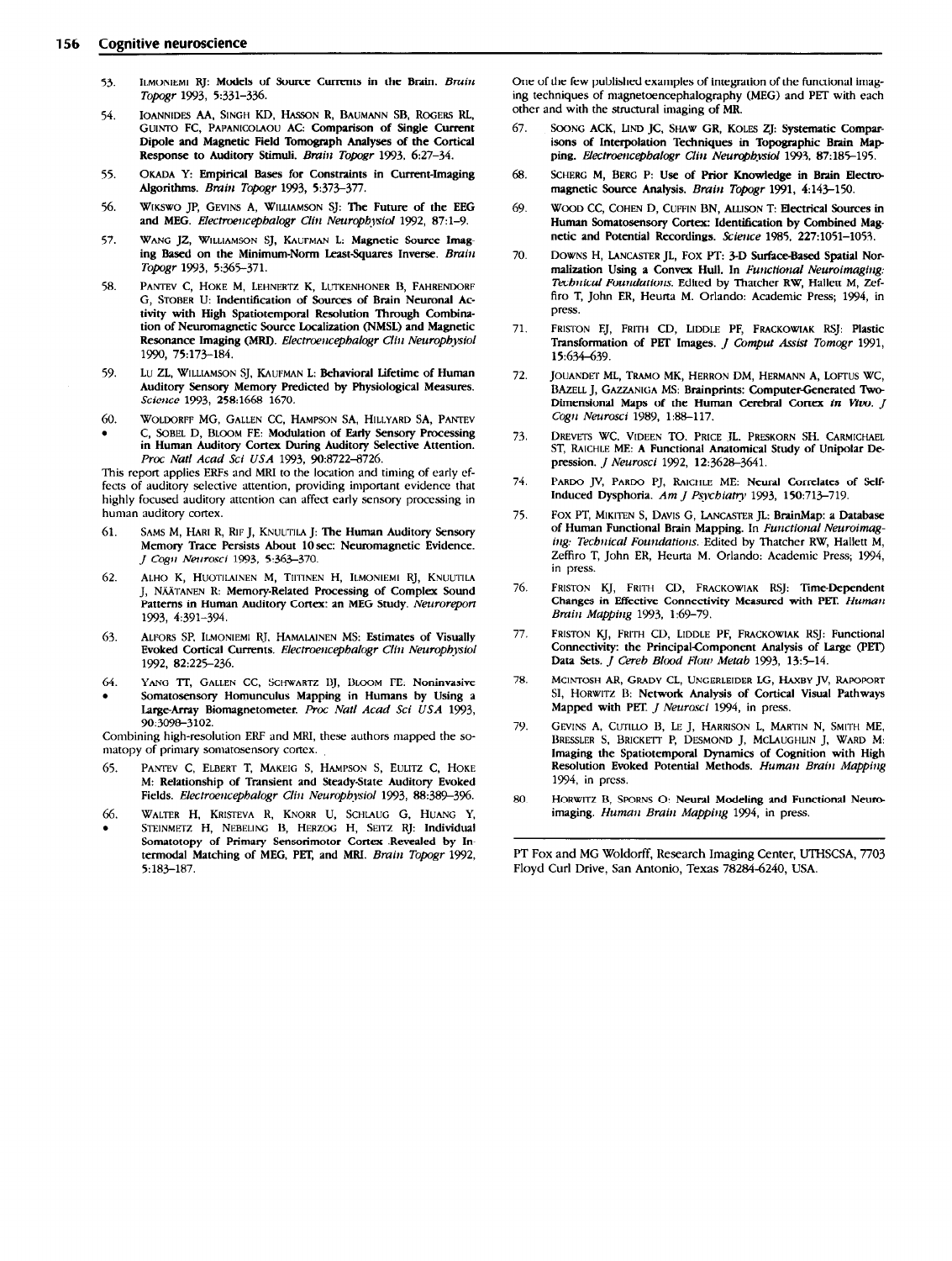53. ILMONIEMI RJ: **Models of Source Currents in the Brain.** *Brain Topogr* 1993, 5:331–336.

54. IOANNIDES AA, SINGH KD, HASSON R, BAUMANN SB, ROGERS RL, GUINTO FC, PAPANICOLAOU AC: **Comparison of Single Current Dipole and Magnetic Field Tomograph Analyses of the Cortical Response to Auditory Stimuli.** *Brain Topogr* 1993, 6:27–34.

55. OKADA Y: **Empirical Bases for Constraints in Current-Imaging Algorithms.** *Brain Topogr* 1993, 5:373–377.

56. WIKSWO JP, GEVINS A, WILLIAMSON SJ: **The Future of the EEG and MEG.** *Electroencephalogr Clin Neurophysiol* 1992, 87:1–9.

57. WANG JZ, WILLIAMSON SJ, KAUFMAN L: **Magnetic Source Imaging Based on the Minimum-Norm Least-Squares Inverse.** *Brain Topogr* 1993, 5:365–371.

58. PANTEV C, HOKE M, LEHNERTZ K, LUTKENHONER B, FAHRENDORF G, STOBER U: **Indentification of Sources of Brain Neuronal Activity with High Spatiotemporal Resolution Through Combination of Neuromagnetic Source Localization (NMSL) and Magnetic Resonance Imaging (MRI).** *Electroencephalogr Clin Neurophysiol* 1990, 75:173–184.

59. LU ZL, WILLIAMSON SJ, KAUFMAN L: **Behavioral Lifetime of Human Auditory Sensory Memory Predicted by Physiological Measures.** *Science* 1993, 258:1668 1670.

60. • WOLDORFF MG, GALLEN CC, HAMPSON SA, HILLYARD SA, PANTEV C, SOBEL D, BLOOM FE: **Modulation of Early Sensory Processing in Human Auditory Cortex During Auditory Selective Attention.** *Proc Natl Acad Sci USA* 1993, 90:8722–8726.

This report applies ERFs and MRI to the location and timing of early effects of auditory selective attention, providing important evidence that highly focused auditory attention can affect early sensory processing in human auditory cortex.

61. SAMS M, HARI R, RIF J, KNUUTILA J: **The Human Auditory Sensory Memory Trace Persists About 10 sec: Neuromagnetic Evidence.** *J Cogn Neurosci* 1993, 5:363–370.

62. ALHO K, HUOTILAINEN M, TIITINEN H, ILMONIEMI RJ, KNUUTILA J, NÄÄTANEN R: **Memory-Related Processing of Complex Sound Patterns in Human Auditory Cortex: an MEG Study.** *Neuroreport* 1993, 4:391–394.

63. ALFORS SP, ILMONIEMI RJ, HAMALAINEN MS: **Estimates of Visually Evoked Cortical Currents.** *Electroencephalogr Clin Neurophysiol* 1992, 82:225–236.

64. • YANG TT, GALLEN CC, SCHWARTZ DJ, BLOOM FE: **Noninvasive Somatosensory Homunculus Mapping in Humans by Using a Large-Array Biomagnetometer.** *Proc Natl Acad Sci USA* 1993, 90:3098–3102.

Combining high-resolution ERF and MRI, these authors mapped the somatopy of primary somatosensory cortex.

65. PANTEV C, ELBERT T, MAKEIG S, HAMPSON S, EULITZ C, HOKE M: **Relationship of Transient and Steady-State Auditory Evoked Fields.** *Electroencephalogr Clin Neurophysiol* 1993, 88:389–396.

66. • WALTER H, KRISTEVA R, KNORR U, SCHLAUG G, HUANG Y, STEINMETZ H, NEBELING B, HERZOG H, SEITZ RJ: **Individual Somatotopy of Primary Sensorimotor Cortex Revealed by Intermodal Matching of MEG, PET, and MRI.** *Brain Topogr* 1992, 5:183–187.

One of the few published examples of integration of the functional imaging techniques of magnetoencephalography (MEG) and PET with each other and with the structural imaging of MR.

67. SOONG ACK, LIND JC, SHAW GR, KOLES ZJ: **Systematic Comparisons of Interpolation Techniques in Topographic Brain Mapping.** *Electroencephalogr Clin Neurophysiol* 1993, 87:185–195.

68. SCHERG M, BERG P: **Use of Prior Knowledge in Brain Electromagnetic Source Analysis.** *Brain Topogr* 1991, 4:143–150.

69. WOOD CC, COHEN D, CUFFIN BN, ALLISON T: **Electrical Sources in Human Somatosensory Cortex: Identification by Combined Magnetic and Potential Recordings.** *Science* 1985, 227:1051–1053.

70. DOWNS H, LANCASTER JL, FOX PT: **3-D Surface-Based Spatial Normalization Using a Convex Hull.** In *Functional Neuroimaging: Technical Foundations.* Edited by Thatcher RW, Hallett M, Zeffiro T, John ER, Heurta M. Orlando: Academic Press; 1994, in press.

71. FRISTON EJ, FRITH CD, LIDDLE PF, FRACKOWIAK RSJ: **Plastic Transformation of PET Images.** *J Comput Assist Tomogr* 1991, 15:634–639.

72. JOUANDET ML, TRAMO MK, HERRON DM, HERMANN A, LOFTUS WC, BAZELL J, GAZZANIGA MS: **Brainprints: Computer-Generated Two-Dimensional Maps of the Human Cerebral Cortex *in Vivo*.** *J Cogn Neurosci* 1989, 1:88–117.

73. DREVETS WC, VIDEEN TO, PRICE JL, PRESKORN SH, CARMICHAEL ST, RAICHLE ME: **A Functional Anatomical Study of Unipolar Depression.** *J Neurosci* 1992, 12:3628–3641.

74. PARDO JV, PARDO PJ, RAICHLE ME: **Neural Correlates of Self-Induced Dysphoria.** *Am J Psychiatry* 1993, 150:713–719.

75. FOX PT, MIKITEN S, DAVIS G, LANCASTER JL: **BrainMap: a Database of Human Functional Brain Mapping.** In *Functional Neuroimaging: Technical Foundations.* Edited by Thatcher RW, Hallett M, Zeffiro T, John ER, Heurta M. Orlando: Academic Press; 1994, in press.

76. FRISTON KJ, FRITH CD, FRACKOWIAK RSJ: **Time-Dependent Changes in Effective Connectivity Measured with PET.** *Human Brain Mapping* 1993, 1:69–79.

77. FRISTON KJ, FRITH CD, LIDDLE PF, FRACKOWIAK RSJ: **Functional Connectivity: the Principal-Component Analysis of Large (PET) Data Sets.** *J Cereb Blood Flow Metab* 1993, 13:5–14.

78. MCINTOSH AR, GRADY CL, UNGERLEIDER LG, HAXBY JV, RAPOPORT SI, HORWITZ B: **Network Analysis of Cortical Visual Pathways Mapped with PET.** *J Neurosci* 1994, in press.

79. GEVINS A, CUTILLO B, LE J, HARRISON L, MARTIN N, SMITH ME, BRESSLER S, BRICKETT P, DESMOND J, MCLAUGHLIN J, WARD M: **Imaging the Spatiotemporal Dynamics of Cognition with High Resolution Evoked Potential Methods.** *Human Brain Mapping* 1994, in press.

80. HORWITZ B, SPORNS O: **Neural Modeling and Functional Neuroimaging.** *Human Brain Mapping* 1994, in press.

---

PT Fox and MG Woldorff, Research Imaging Center, UTHSCSA, 7703 Floyd Curl Drive, San Antonio, Texas 78284-6240, USA.